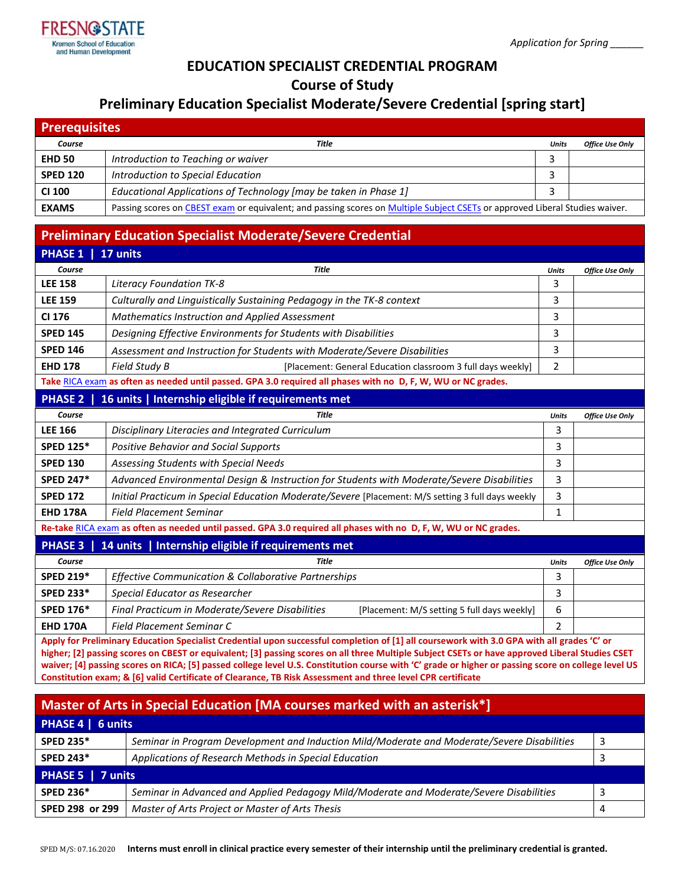FRESNO STATE
Kremen School of Education and Human Development

*Application for Spring ______*

# EDUCATION SPECIALIST CREDENTIAL PROGRAM

## Course of Study

## Preliminary Education Specialist Moderate/Severe Credential [spring start]

### Prerequisites

| Course | Title | Units | Office Use Only |
|---|---|---|---|
| **EHD 50** | *Introduction to Teaching or waiver* | 3 | |
| **SPED 120** | *Introduction to Special Education* | 3 | |
| **CI 100** | *Educational Applications of Technology [may be taken in Phase 1]* | 3 | |
| **EXAMS** | Passing scores on CBEST exam or equivalent; and passing scores on Multiple Subject CSETs or approved Liberal Studies waiver. | | |

### Preliminary Education Specialist Moderate/Severe Credential

#### PHASE 1 | 17 units

| Course | Title | Units | Office Use Only |
|---|---|---|---|
| **LEE 158** | *Literacy Foundation TK-8* | 3 | |
| **LEE 159** | *Culturally and Linguistically Sustaining Pedagogy in the TK-8 context* | 3 | |
| **CI 176** | *Mathematics Instruction and Applied Assessment* | 3 | |
| **SPED 145** | *Designing Effective Environments for Students with Disabilities* | 3 | |
| **SPED 146** | *Assessment and Instruction for Students with Moderate/Severe Disabilities* | 3 | |
| **EHD 178** | *Field Study B* [Placement: General Education classroom 3 full days weekly] | 2 | |

**Take RICA exam as often as needed until passed. GPA 3.0 required all phases with no D, F, W, WU or NC grades.**

#### PHASE 2 | 16 units | Internship eligible if requirements met

| Course | Title | Units | Office Use Only |
|---|---|---|---|
| **LEE 166** | *Disciplinary Literacies and Integrated Curriculum* | 3 | |
| **SPED 125*** | *Positive Behavior and Social Supports* | 3 | |
| **SPED 130** | *Assessing Students with Special Needs* | 3 | |
| **SPED 247*** | *Advanced Environmental Design & Instruction for Students with Moderate/Severe Disabilities* | 3 | |
| **SPED 172** | *Initial Practicum in Special Education Moderate/Severe* [Placement: M/S setting 3 full days weekly | 3 | |
| **EHD 178A** | *Field Placement Seminar* | 1 | |

**Re-take RICA exam as often as needed until passed. GPA 3.0 required all phases with no D, F, W, WU or NC grades.**

#### PHASE 3 | 14 units | Internship eligible if requirements met

| Course | Title | Units | Office Use Only |
|---|---|---|---|
| **SPED 219*** | *Effective Communication & Collaborative Partnerships* | 3 | |
| **SPED 233*** | *Special Educator as Researcher* | 3 | |
| **SPED 176*** | *Final Practicum in Moderate/Severe Disabilities* [Placement: M/S setting 5 full days weekly] | 6 | |
| **EHD 170A** | *Field Placement Seminar C* | 2 | |

**Apply for Preliminary Education Specialist Credential upon successful completion of [1] all coursework with 3.0 GPA with all grades 'C' or higher; [2] passing scores on CBEST or equivalent; [3] passing scores on all three Multiple Subject CSETs or have approved Liberal Studies CSET waiver; [4] passing scores on RICA; [5] passed college level U.S. Constitution course with 'C' grade or higher or passing score on college level US Constitution exam; & [6] valid Certificate of Clearance, TB Risk Assessment and three level CPR certificate**

### Master of Arts in Special Education [MA courses marked with an asterisk*]

#### PHASE 4 | 6 units

| Course | Title | Units |
|---|---|---|
| **SPED 235*** | *Seminar in Program Development and Induction Mild/Moderate and Moderate/Severe Disabilities* | 3 |
| **SPED 243*** | *Applications of Research Methods in Special Education* | 3 |

#### PHASE 5 | 7 units

| Course | Title | Units |
|---|---|---|
| **SPED 236*** | *Seminar in Advanced and Applied Pedagogy Mild/Moderate and Moderate/Severe Disabilities* | 3 |
| **SPED 298 or 299** | *Master of Arts Project or Master of Arts Thesis* | 4 |

SPED M/S: 07.16.2020 **Interns must enroll in clinical practice every semester of their internship until the preliminary credential is granted.**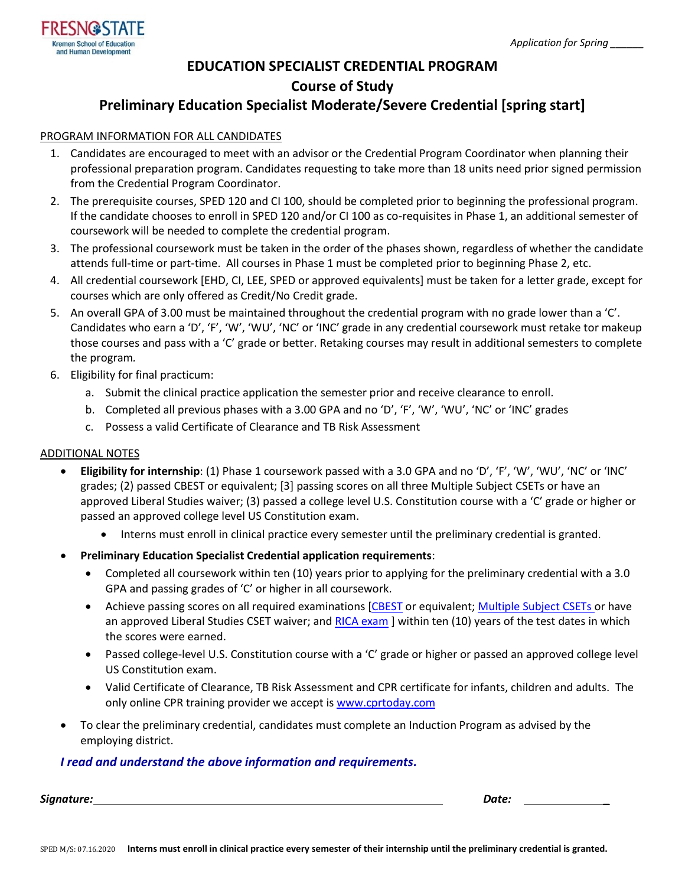Application for Spring ______

# EDUCATION SPECIALIST CREDENTIAL PROGRAM

## Course of Study

## Preliminary Education Specialist Moderate/Severe Credential [spring start]

PROGRAM INFORMATION FOR ALL CANDIDATES

1. Candidates are encouraged to meet with an advisor or the Credential Program Coordinator when planning their professional preparation program. Candidates requesting to take more than 18 units need prior signed permission from the Credential Program Coordinator.
2. The prerequisite courses, SPED 120 and CI 100, should be completed prior to beginning the professional program. If the candidate chooses to enroll in SPED 120 and/or CI 100 as co-requisites in Phase 1, an additional semester of coursework will be needed to complete the credential program.
3. The professional coursework must be taken in the order of the phases shown, regardless of whether the candidate attends full-time or part-time. All courses in Phase 1 must be completed prior to beginning Phase 2, etc.
4. All credential coursework [EHD, CI, LEE, SPED or approved equivalents] must be taken for a letter grade, except for courses which are only offered as Credit/No Credit grade.
5. An overall GPA of 3.00 must be maintained throughout the credential program with no grade lower than a 'C'. Candidates who earn a 'D', 'F', 'W', 'WU', 'NC' or 'INC' grade in any credential coursework must retake tor makeup those courses and pass with a 'C' grade or better. Retaking courses may result in additional semesters to complete the program.
6. Eligibility for final practicum:
   a. Submit the clinical practice application the semester prior and receive clearance to enroll.
   b. Completed all previous phases with a 3.00 GPA and no 'D', 'F', 'W', 'WU', 'NC' or 'INC' grades
   c. Possess a valid Certificate of Clearance and TB Risk Assessment

ADDITIONAL NOTES

- **Eligibility for internship**: (1) Phase 1 coursework passed with a 3.0 GPA and no 'D', 'F', 'W', 'WU', 'NC' or 'INC' grades; (2) passed CBEST or equivalent; [3] passing scores on all three Multiple Subject CSETs or have an approved Liberal Studies waiver; (3) passed a college level U.S. Constitution course with a 'C' grade or higher or passed an approved college level US Constitution exam.
  - Interns must enroll in clinical practice every semester until the preliminary credential is granted.
- **Preliminary Education Specialist Credential application requirements**:
  - Completed all coursework within ten (10) years prior to applying for the preliminary credential with a 3.0 GPA and passing grades of 'C' or higher in all coursework.
  - Achieve passing scores on all required examinations [CBEST or equivalent; Multiple Subject CSETs or have an approved Liberal Studies CSET waiver; and RICA exam ] within ten (10) years of the test dates in which the scores were earned.
  - Passed college-level U.S. Constitution course with a 'C' grade or higher or passed an approved college level US Constitution exam.
  - Valid Certificate of Clearance, TB Risk Assessment and CPR certificate for infants, children and adults. The only online CPR training provider we accept is www.cprtoday.com
- To clear the preliminary credential, candidates must complete an Induction Program as advised by the employing district.

***I read and understand the above information and requirements.***

***Signature:*** ______________________________ ***Date:*** ______________

SPED M/S: 07.16.2020 **Interns must enroll in clinical practice every semester of their internship until the preliminary credential is granted.**